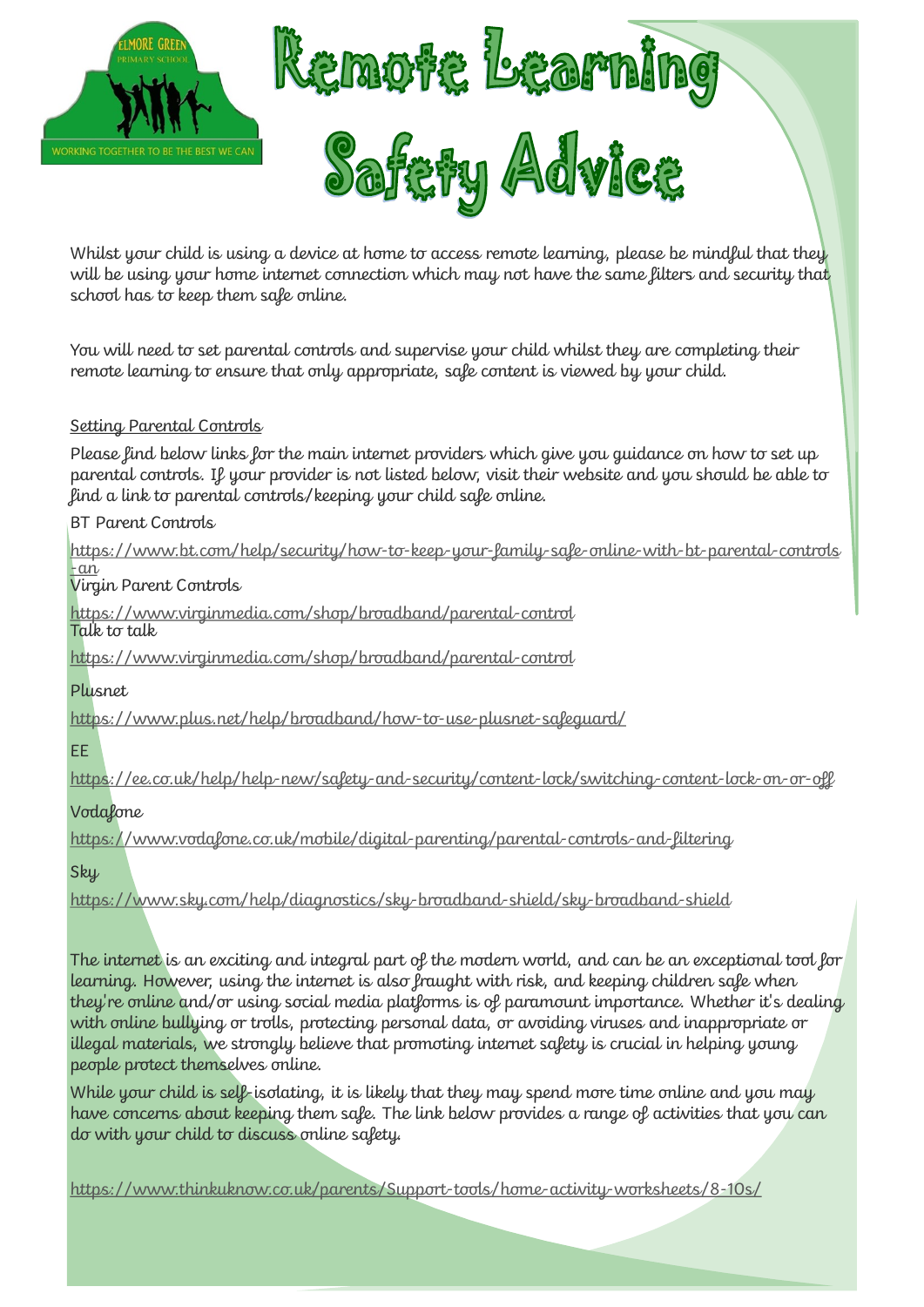# Remote Learning Safety Advice

Whilst your child is using a device at home to access remote learning, please be mindful that they will be using your home internet connection which may not have the same filters and security that school has to keep them safe online.

You will need to set parental controls and supervise your child whilst they are completing their remote learning to ensure that only appropriate, safe content is viewed by your child.

## Setting Parental Controls

Please find below links for the main internet providers which give you guidance on how to set up parental controls. If your provider is not listed below, visit their website and you should be able to find a link to parental controls/keeping your child safe online.

BT Parent Controls

https://www.bt.com/help/security/how-to-keep-your-family-safe-online-with-bt-parental-controls-an

Virgin Parent Controls

https://www.virginmedia.com/shop/broadband/parental-control

Talk to talk

https://www.virginmedia.com/shop/broadband/parental-control

Plusnet

https://www.plus.net/help/broadband/how-to-use-plusnet-safeguard/

EE

https://ee.co.uk/help/help-new/safety-and-security/content-lock/switching-content-lock-on-or-off

Vodafone

https://www.vodafone.co.uk/mobile/digital-parenting/parental-controls-and-filtering

Sky

https://www.sky.com/help/diagnostics/sky-broadband-shield/sky-broadband-shield

The internet is an exciting and integral part of the modern world, and can be an exceptional tool for learning. However, using the internet is also fraught with risk, and keeping children safe when they're online and/or using social media platforms is of paramount importance. Whether it's dealing with online bullying or trolls, protecting personal data, or avoiding viruses and inappropriate or illegal materials, we strongly believe that promoting internet safety is crucial in helping young people protect themselves online.

While your child is self-isolating, it is likely that they may spend more time online and you may have concerns about keeping them safe. The link below provides a range of activities that you can do with your child to discuss online safety.

https://www.thinkuknow.co.uk/parents/Support-tools/home-activity-worksheets/8-10s/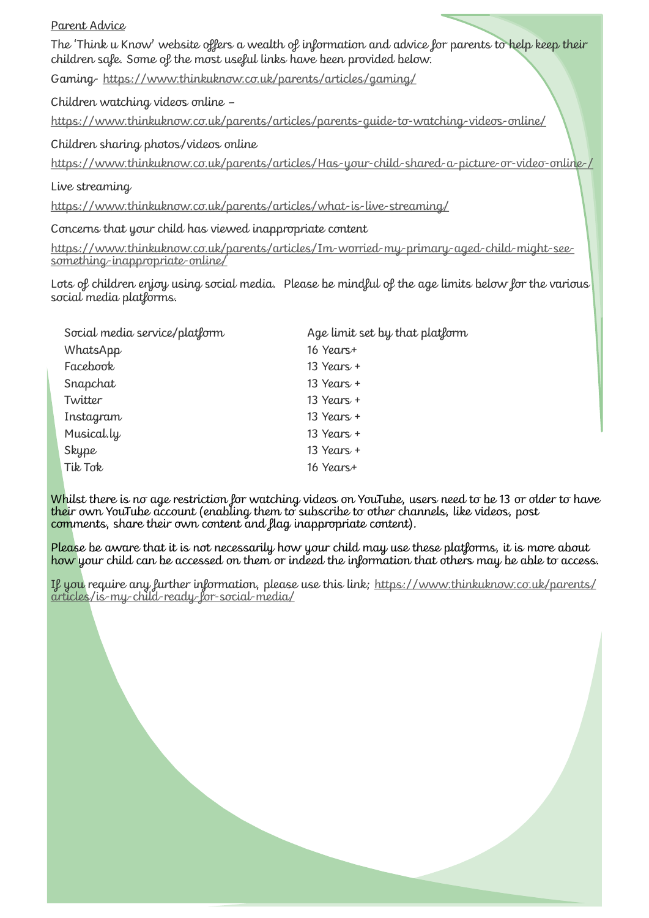Parent Advice

The 'Think u Know' website offers a wealth of information and advice for parents to help keep their children safe. Some of the most useful links have been provided below.

Gaming- https://www.thinkuknow.co.uk/parents/articles/gaming/

Children watching videos online –

https://www.thinkuknow.co.uk/parents/articles/parents-guide-to-watching-videos-online/

Children sharing photos/videos online

https://www.thinkuknow.co.uk/parents/articles/Has-your-child-shared-a-picture-or-video-online-/

Live streaming

https://www.thinkuknow.co.uk/parents/articles/what-is-live-streaming/

Concerns that your child has viewed inappropriate content

https://www.thinkuknow.co.uk/parents/articles/Im-worried-my-primary-aged-child-might-see-something-inappropriate-online/

Lots of children enjoy using social media. Please be mindful of the age limits below for the various social media platforms.

| Social media service/platform | Age limit set by that platform |
|---|---|
| WhatsApp | 16 Years+ |
| Facebook | 13 Years + |
| Snapchat | 13 Years + |
| Twitter | 13 Years + |
| Instagram | 13 Years + |
| Musical.ly | 13 Years + |
| Skype | 13 Years + |
| Tik Tok | 16 Years+ |

Whilst there is no age restriction for watching videos on YouTube, users need to be 13 or older to have their own YouTube account (enabling them to subscribe to other channels, like videos, post comments, share their own content and flag inappropriate content).

Please be aware that it is not necessarily how your child may use these platforms, it is more about how your child can be accessed on them or indeed the information that others may be able to access.

If you require any further information, please use this link; https://www.thinkuknow.co.uk/parents/articles/is-my-child-ready-for-social-media/